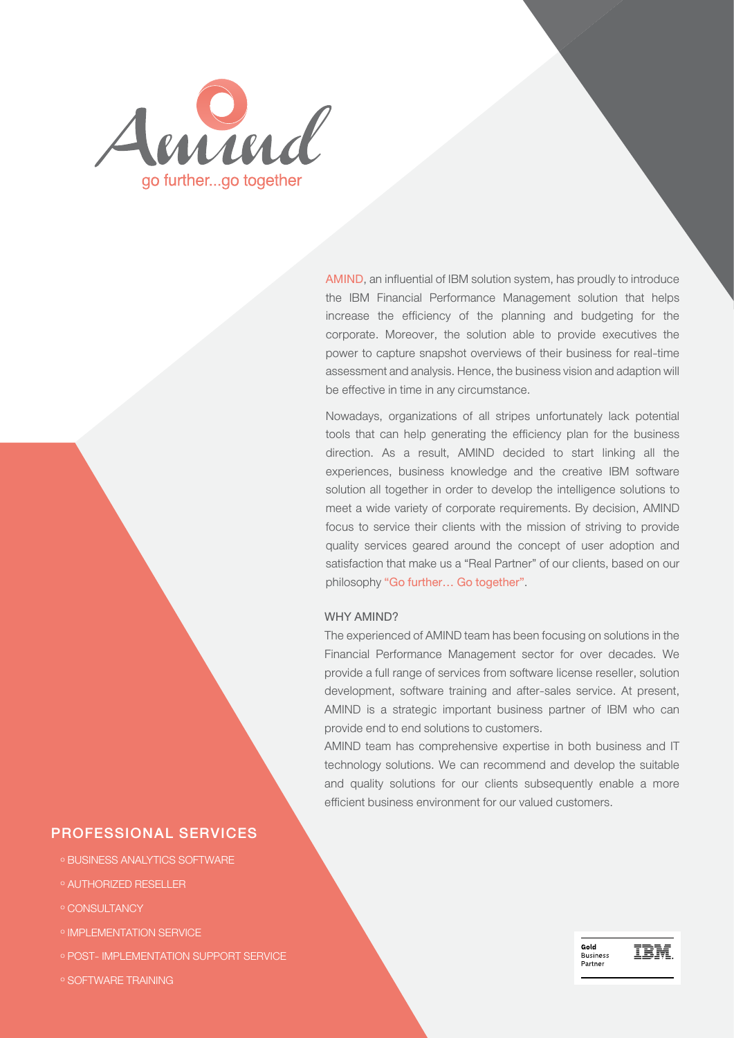Amind

go further...go together

AMIND, an influential of IBM solution system, has proudly to introduce the IBM Financial Performance Management solution that helps increase the efficiency of the planning and budgeting for the corporate. Moreover, the solution able to provide executives the power to capture snapshot overviews of their business for real-time assessment and analysis. Hence, the business vision and adaption will be effective in time in any circumstance.

Nowadays, organizations of all stripes unfortunately lack potential tools that can help generating the efficiency plan for the business direction. As a result, AMIND decided to start linking all the experiences, business knowledge and the creative IBM software solution all together in order to develop the intelligence solutions to meet a wide variety of corporate requirements. By decision, AMIND focus to service their clients with the mission of striving to provide quality services geared around the concept of user adoption and satisfaction that make us a "Real Partner" of our clients, based on our philosophy "Go further... Go together".

## WHY AMIND?

The experienced of AMIND team has been focusing on solutions in the Financial Performance Management sector for over decades. We provide a full range of services from software license reseller, solution development, software training and after-sales service. At present, AMIND is a strategic important business partner of IBM who can provide end to end solutions to customers.

AMIND team has comprehensive expertise in both business and IT technology solutions. We can recommend and develop the suitable and quality solutions for our clients subsequently enable a more efficient business environment for our valued customers.

## PROFESSIONAL SERVICES

- BUSINESS ANALYTICS SOFTWARE
- AUTHORIZED RESELLER
- CONSULTANCY
- IMPLEMENTATION SERVICE
- POST- IMPLEMENTATION SUPPORT SERVICE
- SOFTWARE TRAINING

Gold Business Partner IBM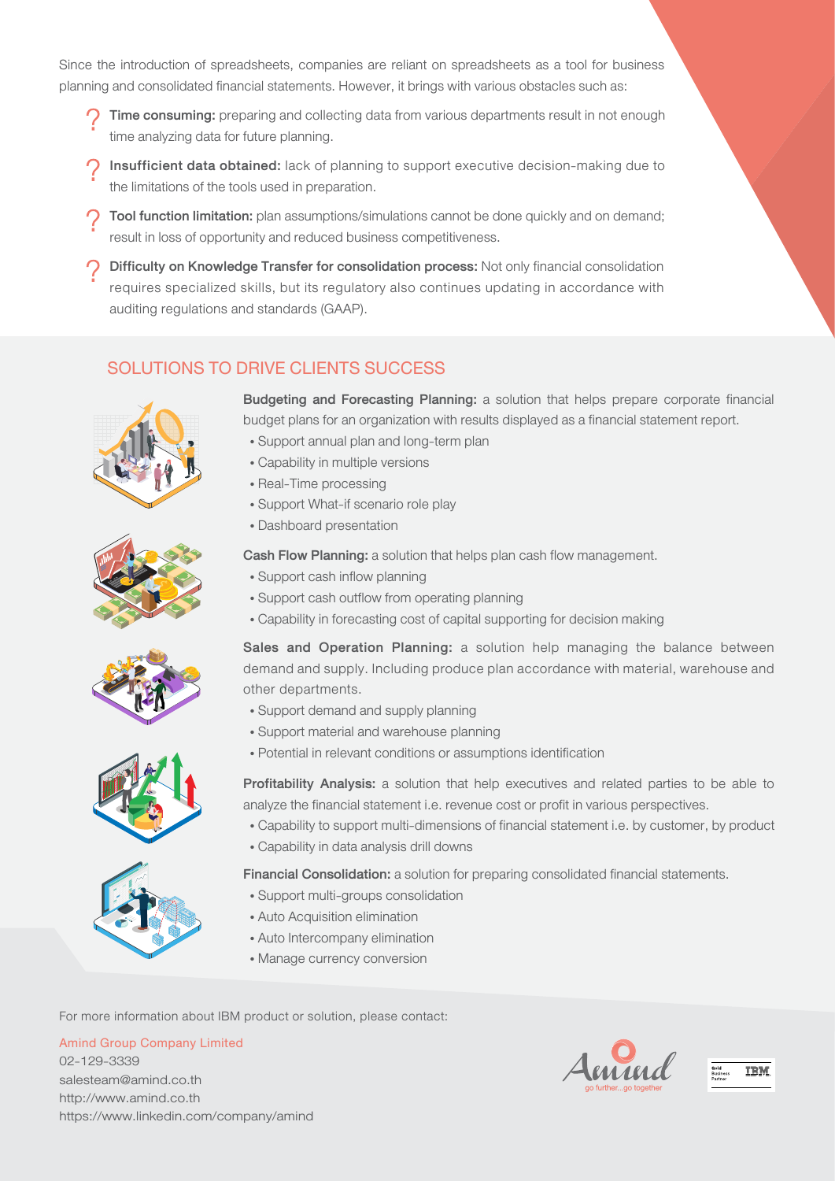Since the introduction of spreadsheets, companies are reliant on spreadsheets as a tool for business planning and consolidated financial statements. However, it brings with various obstacles such as:

- **Time consuming:** preparing and collecting data from various departments result in not enough time analyzing data for future planning.
- **Insufficient data obtained:** lack of planning to support executive decision-making due to the limitations of the tools used in preparation.
- **Tool function limitation:** plan assumptions/simulations cannot be done quickly and on demand; result in loss of opportunity and reduced business competitiveness.
- **Difficulty on Knowledge Transfer for consolidation process:** Not only financial consolidation requires specialized skills, but its regulatory also continues updating in accordance with auditing regulations and standards (GAAP).

## SOLUTIONS TO DRIVE CLIENTS SUCCESS

**Budgeting and Forecasting Planning:** a solution that helps prepare corporate financial budget plans for an organization with results displayed as a financial statement report.

- Support annual plan and long-term plan
- Capability in multiple versions
- Real-Time processing
- Support What-if scenario role play
- Dashboard presentation

**Cash Flow Planning:** a solution that helps plan cash flow management.

- Support cash inflow planning
- Support cash outflow from operating planning
- Capability in forecasting cost of capital supporting for decision making

**Sales and Operation Planning:** a solution help managing the balance between demand and supply. Including produce plan accordance with material, warehouse and other departments.

- Support demand and supply planning
- Support material and warehouse planning
- Potential in relevant conditions or assumptions identification

**Profitability Analysis:** a solution that help executives and related parties to be able to analyze the financial statement i.e. revenue cost or profit in various perspectives.

- Capability to support multi-dimensions of financial statement i.e. by customer, by product
- Capability in data analysis drill downs

**Financial Consolidation:** a solution for preparing consolidated financial statements.

- Support multi-groups consolidation
- Auto Acquisition elimination
- Auto Intercompany elimination
- Manage currency conversion

For more information about IBM product or solution, please contact:

Amind Group Company Limited
02-129-3339
salesteam@amind.co.th
http://www.amind.co.th
https://www.linkedin.com/company/amind

Amind go further...go together

Gold Business Partner IBM